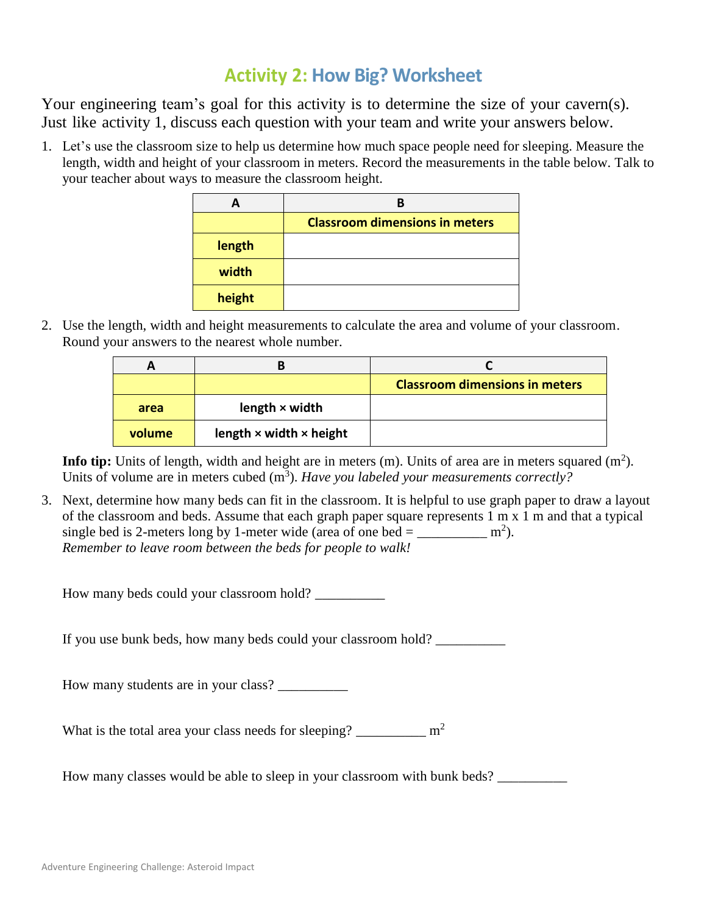# Activity 2: How Big? Worksheet

Your engineering team's goal for this activity is to determine the size of your cavern(s). Just like activity 1, discuss each question with your team and write your answers below.

1. Let's use the classroom size to help us determine how much space people need for sleeping. Measure the length, width and height of your classroom in meters. Record the measurements in the table below. Talk to your teacher about ways to measure the classroom height.

| A | B |
|---|---|
| | **Classroom dimensions in meters** |
| **length** | |
| **width** | |
| **height** | |

2. Use the length, width and height measurements to calculate the area and volume of your classroom. Round your answers to the nearest whole number.

| A | B | C |
|---|---|---|
| | | **Classroom dimensions in meters** |
| **area** | **length × width** | |
| **volume** | **length × width × height** | |

**Info tip:** Units of length, width and height are in meters (m). Units of area are in meters squared ($m^2$). Units of volume are in meters cubed ($m^3$). *Have you labeled your measurements correctly?*

3. Next, determine how many beds can fit in the classroom. It is helpful to use graph paper to draw a layout of the classroom and beds. Assume that each graph paper square represents 1 m x 1 m and that a typical single bed is 2-meters long by 1-meter wide (area of one bed = __________ $m^2$).
*Remember to leave room between the beds for people to walk!*

How many beds could your classroom hold? __________

If you use bunk beds, how many beds could your classroom hold? __________

How many students are in your class? __________

What is the total area your class needs for sleeping? __________ $m^2$

How many classes would be able to sleep in your classroom with bunk beds? __________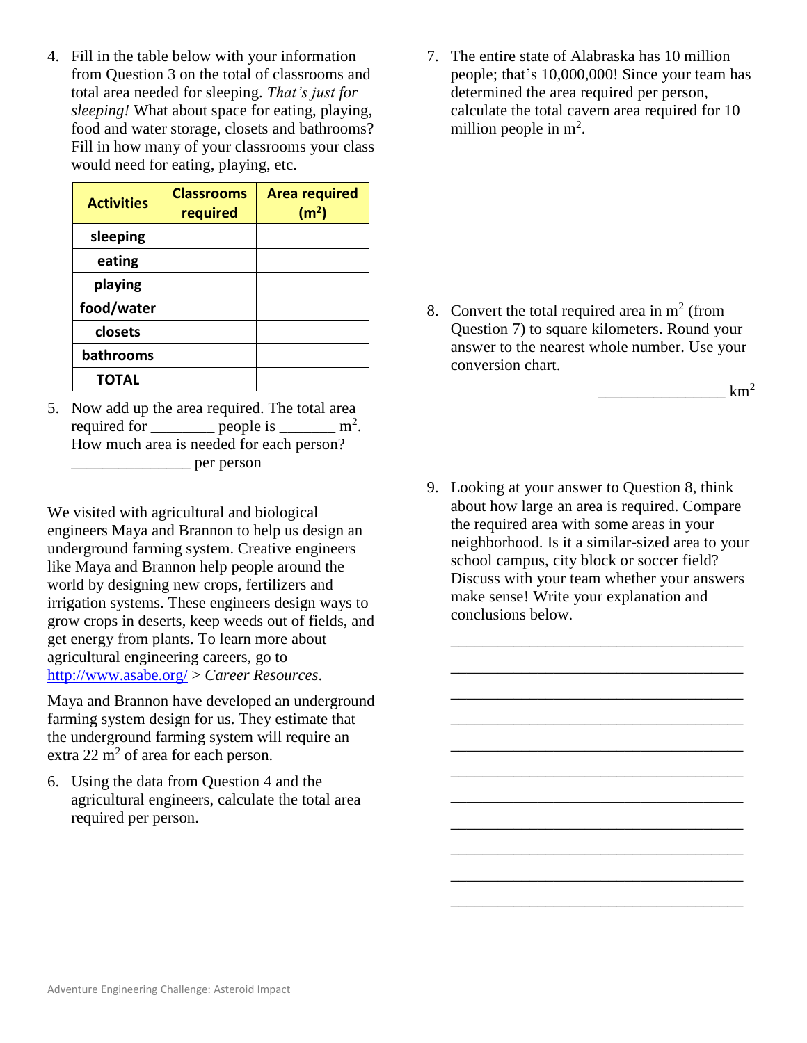4. Fill in the table below with your information from Question 3 on the total of classrooms and total area needed for sleeping. *That's just for sleeping!* What about space for eating, playing, food and water storage, closets and bathrooms? Fill in how many of your classrooms your class would need for eating, playing, etc.

| Activities | Classrooms required | Area required ($m^2$) |
|---|---|---|
| sleeping | | |
| eating | | |
| playing | | |
| food/water | | |
| closets | | |
| bathrooms | | |
| TOTAL | | |

5. Now add up the area required. The total area required for ________ people is _______ $m^2$. How much area is needed for each person? _______________ per person

We visited with agricultural and biological engineers Maya and Brannon to help us design an underground farming system. Creative engineers like Maya and Brannon help people around the world by designing new crops, fertilizers and irrigation systems. These engineers design ways to grow crops in deserts, keep weeds out of fields, and get energy from plants. To learn more about agricultural engineering careers, go to http://www.asabe.org/ > *Career Resources*.

Maya and Brannon have developed an underground farming system design for us. They estimate that the underground farming system will require an extra 22 $m^2$ of area for each person.

6. Using the data from Question 4 and the agricultural engineers, calculate the total area required per person.

7. The entire state of Alabraska has 10 million people; that's 10,000,000! Since your team has determined the area required per person, calculate the total cavern area required for 10 million people in $m^2$.

8. Convert the total required area in $m^2$ (from Question 7) to square kilometers. Round your answer to the nearest whole number. Use your conversion chart.

_______________ $km^2$

9. Looking at your answer to Question 8, think about how large an area is required. Compare the required area with some areas in your neighborhood. Is it a similar-sized area to your school campus, city block or soccer field? Discuss with your team whether your answers make sense! Write your explanation and conclusions below.

_______________________________________

_______________________________________

_______________________________________

_______________________________________

_______________________________________

_______________________________________

_______________________________________

_______________________________________

_______________________________________

_______________________________________

_______________________________________